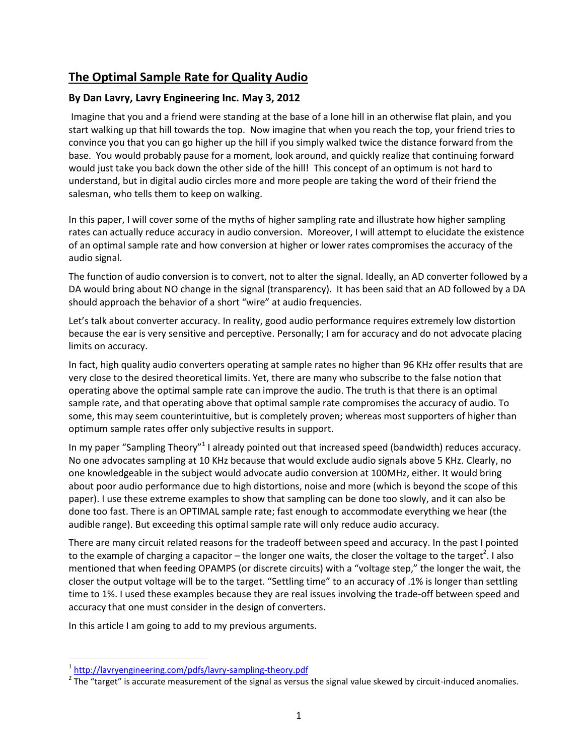# The Optimal Sample Rate for Quality Audio

## By Dan Lavry, Lavry Engineering Inc. May 3, 2012

Imagine that you and a friend were standing at the base of a lone hill in an otherwise flat plain, and you start walking up that hill towards the top. Now imagine that when you reach the top, your friend tries to convince you that you can go higher up the hill if you simply walked twice the distance forward from the base. You would probably pause for a moment, look around, and quickly realize that continuing forward would just take you back down the other side of the hill! This concept of an optimum is not hard to understand, but in digital audio circles more and more people are taking the word of their friend the salesman, who tells them to keep on walking.

In this paper, I will cover some of the myths of higher sampling rate and illustrate how higher sampling rates can actually reduce accuracy in audio conversion. Moreover, I will attempt to elucidate the existence of an optimal sample rate and how conversion at higher or lower rates compromises the accuracy of the audio signal.

The function of audio conversion is to convert, not to alter the signal. Ideally, an AD converter followed by a DA would bring about NO change in the signal (transparency). It has been said that an AD followed by a DA should approach the behavior of a short "wire" at audio frequencies.

Let's talk about converter accuracy. In reality, good audio performance requires extremely low distortion because the ear is very sensitive and perceptive. Personally; I am for accuracy and do not advocate placing limits on accuracy.

In fact, high quality audio converters operating at sample rates no higher than 96 KHz offer results that are very close to the desired theoretical limits. Yet, there are many who subscribe to the false notion that operating above the optimal sample rate can improve the audio. The truth is that there is an optimal sample rate, and that operating above that optimal sample rate compromises the accuracy of audio. To some, this may seem counterintuitive, but is completely proven; whereas most supporters of higher than optimum sample rates offer only subjective results in support.

In my paper "Sampling Theory"[1] I already pointed out that increased speed (bandwidth) reduces accuracy. No one advocates sampling at 10 KHz because that would exclude audio signals above 5 KHz. Clearly, no one knowledgeable in the subject would advocate audio conversion at 100MHz, either. It would bring about poor audio performance due to high distortions, noise and more (which is beyond the scope of this paper). I use these extreme examples to show that sampling can be done too slowly, and it can also be done too fast. There is an OPTIMAL sample rate; fast enough to accommodate everything we hear (the audible range). But exceeding this optimal sample rate will only reduce audio accuracy.

There are many circuit related reasons for the tradeoff between speed and accuracy. In the past I pointed to the example of charging a capacitor – the longer one waits, the closer the voltage to the target[2]. I also mentioned that when feeding OPAMPS (or discrete circuits) with a "voltage step," the longer the wait, the closer the output voltage will be to the target. "Settling time" to an accuracy of .1% is longer than settling time to 1%. I used these examples because they are real issues involving the trade-off between speed and accuracy that one must consider in the design of converters.

In this article I am going to add to my previous arguments.

---

[1] http://lavryengineering.com/pdfs/lavry-sampling-theory.pdf

[2] The "target" is accurate measurement of the signal as versus the signal value skewed by circuit-induced anomalies.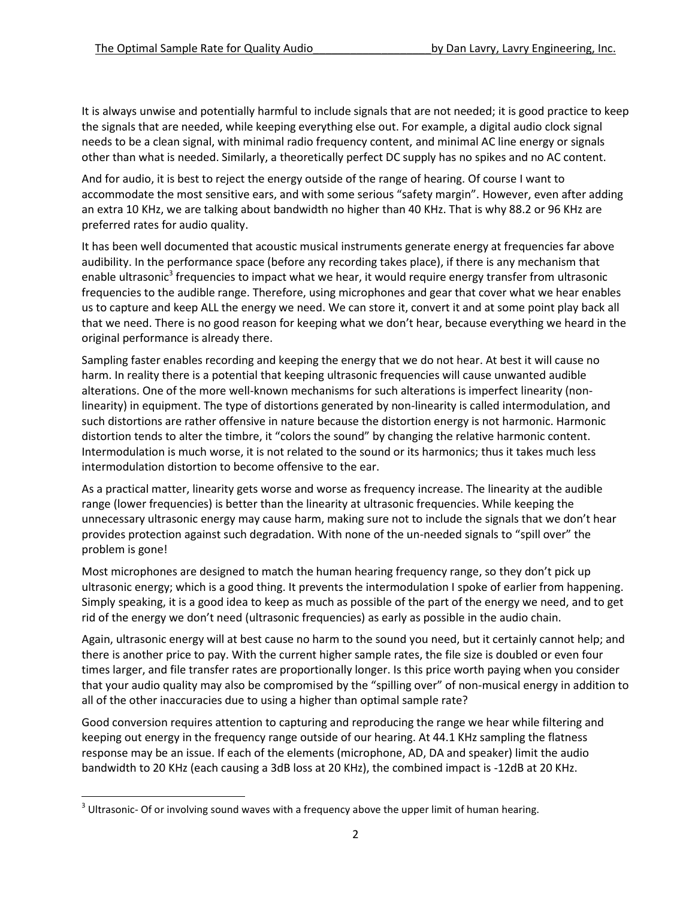It is always unwise and potentially harmful to include signals that are not needed; it is good practice to keep the signals that are needed, while keeping everything else out. For example, a digital audio clock signal needs to be a clean signal, with minimal radio frequency content, and minimal AC line energy or signals other than what is needed. Similarly, a theoretically perfect DC supply has no spikes and no AC content.

And for audio, it is best to reject the energy outside of the range of hearing. Of course I want to accommodate the most sensitive ears, and with some serious "safety margin". However, even after adding an extra 10 KHz, we are talking about bandwidth no higher than 40 KHz. That is why 88.2 or 96 KHz are preferred rates for audio quality.

It has been well documented that acoustic musical instruments generate energy at frequencies far above audibility. In the performance space (before any recording takes place), if there is any mechanism that enable ultrasonic[3] frequencies to impact what we hear, it would require energy transfer from ultrasonic frequencies to the audible range. Therefore, using microphones and gear that cover what we hear enables us to capture and keep ALL the energy we need. We can store it, convert it and at some point play back all that we need. There is no good reason for keeping what we don't hear, because everything we heard in the original performance is already there.

Sampling faster enables recording and keeping the energy that we do not hear. At best it will cause no harm. In reality there is a potential that keeping ultrasonic frequencies will cause unwanted audible alterations. One of the more well-known mechanisms for such alterations is imperfect linearity (non-linearity) in equipment. The type of distortions generated by non-linearity is called intermodulation, and such distortions are rather offensive in nature because the distortion energy is not harmonic. Harmonic distortion tends to alter the timbre, it "colors the sound" by changing the relative harmonic content. Intermodulation is much worse, it is not related to the sound or its harmonics; thus it takes much less intermodulation distortion to become offensive to the ear.

As a practical matter, linearity gets worse and worse as frequency increase. The linearity at the audible range (lower frequencies) is better than the linearity at ultrasonic frequencies. While keeping the unnecessary ultrasonic energy may cause harm, making sure not to include the signals that we don't hear provides protection against such degradation. With none of the un-needed signals to "spill over" the problem is gone!

Most microphones are designed to match the human hearing frequency range, so they don't pick up ultrasonic energy; which is a good thing. It prevents the intermodulation I spoke of earlier from happening. Simply speaking, it is a good idea to keep as much as possible of the part of the energy we need, and to get rid of the energy we don't need (ultrasonic frequencies) as early as possible in the audio chain.

Again, ultrasonic energy will at best cause no harm to the sound you need, but it certainly cannot help; and there is another price to pay. With the current higher sample rates, the file size is doubled or even four times larger, and file transfer rates are proportionally longer. Is this price worth paying when you consider that your audio quality may also be compromised by the "spilling over" of non-musical energy in addition to all of the other inaccuracies due to using a higher than optimal sample rate?

Good conversion requires attention to capturing and reproducing the range we hear while filtering and keeping out energy in the frequency range outside of our hearing. At 44.1 KHz sampling the flatness response may be an issue. If each of the elements (microphone, AD, DA and speaker) limit the audio bandwidth to 20 KHz (each causing a 3dB loss at 20 KHz), the combined impact is -12dB at 20 KHz.

[3] Ultrasonic- Of or involving sound waves with a frequency above the upper limit of human hearing.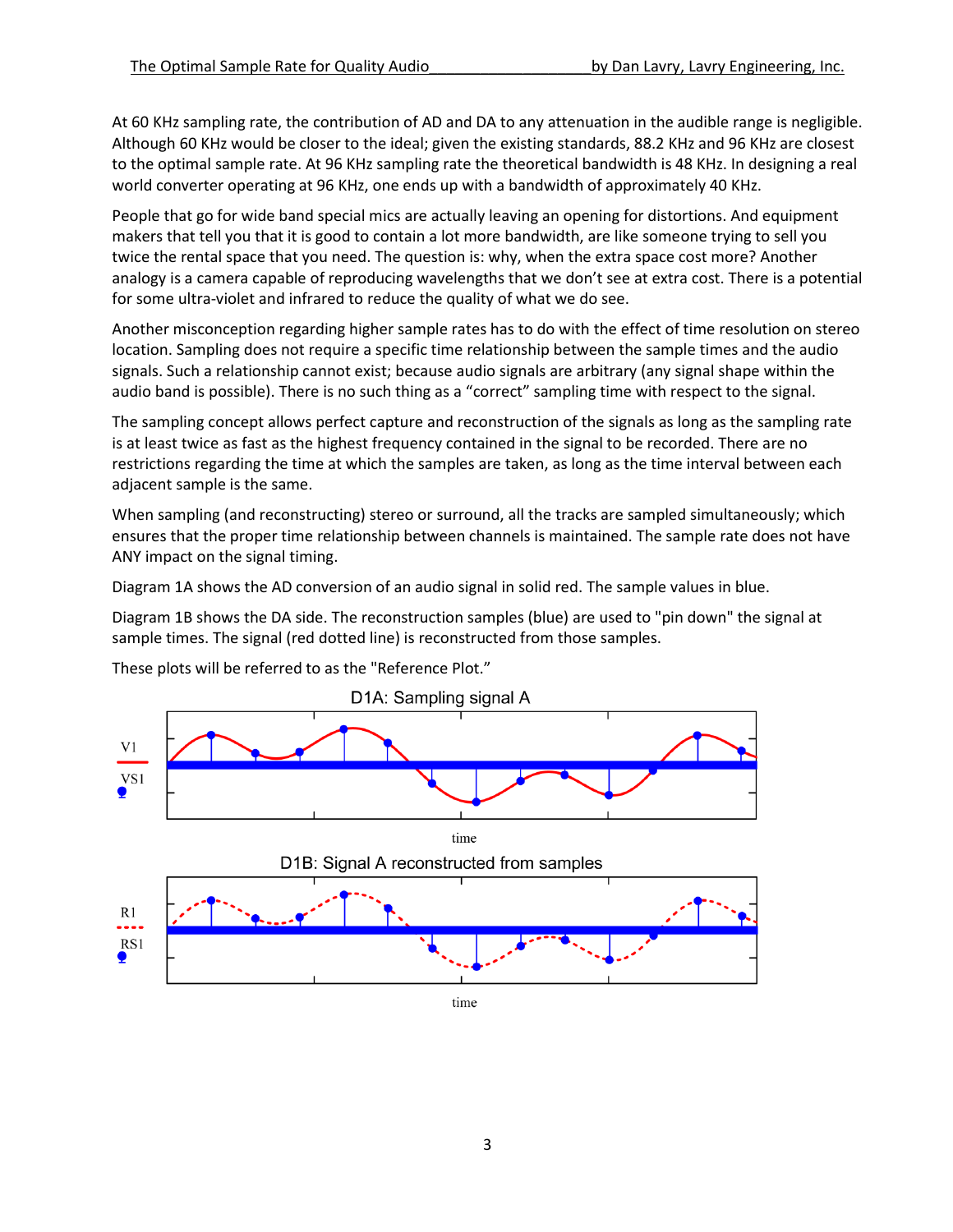At 60 KHz sampling rate, the contribution of AD and DA to any attenuation in the audible range is negligible. Although 60 KHz would be closer to the ideal; given the existing standards, 88.2 KHz and 96 KHz are closest to the optimal sample rate. At 96 KHz sampling rate the theoretical bandwidth is 48 KHz. In designing a real world converter operating at 96 KHz, one ends up with a bandwidth of approximately 40 KHz.

People that go for wide band special mics are actually leaving an opening for distortions. And equipment makers that tell you that it is good to contain a lot more bandwidth, are like someone trying to sell you twice the rental space that you need. The question is: why, when the extra space cost more? Another analogy is a camera capable of reproducing wavelengths that we don't see at extra cost. There is a potential for some ultra-violet and infrared to reduce the quality of what we do see.

Another misconception regarding higher sample rates has to do with the effect of time resolution on stereo location. Sampling does not require a specific time relationship between the sample times and the audio signals. Such a relationship cannot exist; because audio signals are arbitrary (any signal shape within the audio band is possible). There is no such thing as a "correct" sampling time with respect to the signal.

The sampling concept allows perfect capture and reconstruction of the signals as long as the sampling rate is at least twice as fast as the highest frequency contained in the signal to be recorded. There are no restrictions regarding the time at which the samples are taken, as long as the time interval between each adjacent sample is the same.

When sampling (and reconstructing) stereo or surround, all the tracks are sampled simultaneously; which ensures that the proper time relationship between channels is maintained. The sample rate does not have ANY impact on the signal timing.

Diagram 1A shows the AD conversion of an audio signal in solid red. The sample values in blue.

Diagram 1B shows the DA side. The reconstruction samples (blue) are used to "pin down" the signal at sample times. The signal (red dotted line) is reconstructed from those samples.

These plots will be referred to as the "Reference Plot."

D1A: Sampling signal A

V1

VS1

time

D1B: Signal A reconstructed from samples

R1

RS1

time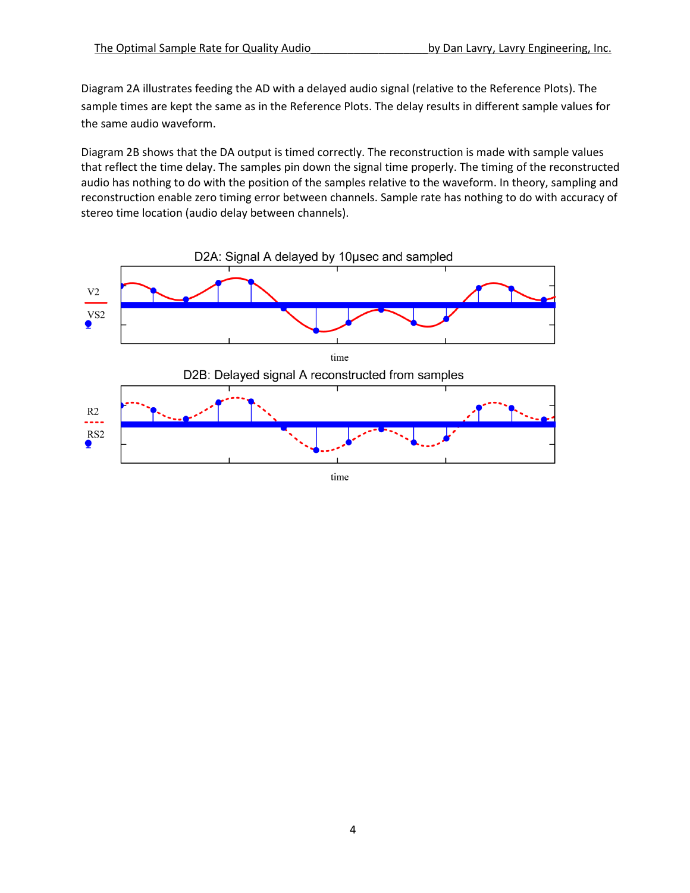Diagram 2A illustrates feeding the AD with a delayed audio signal (relative to the Reference Plots). The sample times are kept the same as in the Reference Plots. The delay results in different sample values for the same audio waveform.

Diagram 2B shows that the DA output is timed correctly. The reconstruction is made with sample values that reflect the time delay. The samples pin down the signal time properly. The timing of the reconstructed audio has nothing to do with the position of the samples relative to the waveform. In theory, sampling and reconstruction enable zero timing error between channels. Sample rate has nothing to do with accuracy of stereo time location (audio delay between channels).

D2A: Signal A delayed by 10μsec and sampled

V2

VS2

time

D2B: Delayed signal A reconstructed from samples

R2

RS2

time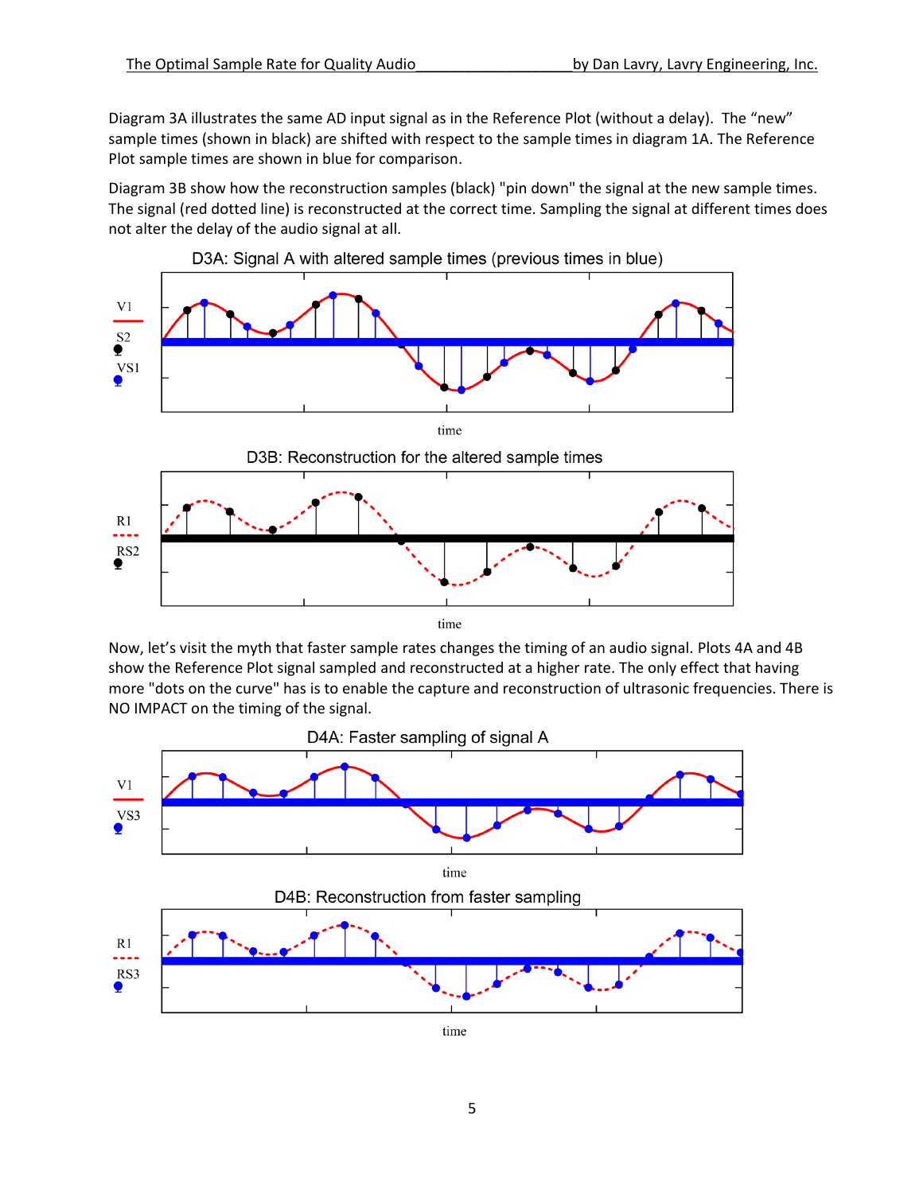Diagram 3A illustrates the same AD input signal as in the Reference Plot (without a delay). The "new" sample times (shown in black) are shifted with respect to the sample times in diagram 1A. The Reference Plot sample times are shown in blue for comparison.

Diagram 3B show how the reconstruction samples (black) "pin down" the signal at the new sample times. The signal (red dotted line) is reconstructed at the correct time. Sampling the signal at different times does not alter the delay of the audio signal at all.

D3A: Signal A with altered sample times (previous times in blue)

V1
S2
VS1

time

D3B: Reconstruction for the altered sample times

R1
RS2

time

Now, let's visit the myth that faster sample rates changes the timing of an audio signal. Plots 4A and 4B show the Reference Plot signal sampled and reconstructed at a higher rate. The only effect that having more "dots on the curve" has is to enable the capture and reconstruction of ultrasonic frequencies. There is NO IMPACT on the timing of the signal.

D4A: Faster sampling of signal A

V1
VS3

time

D4B: Reconstruction from faster sampling

R1
RS3

time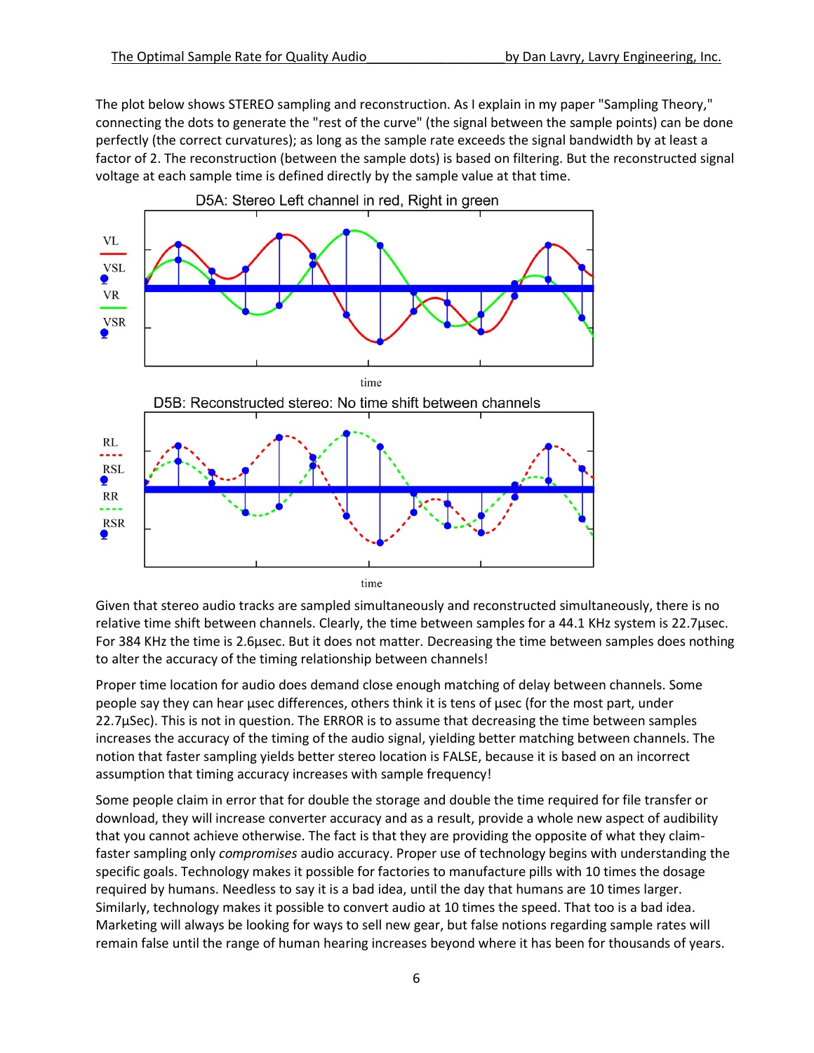The plot below shows STEREO sampling and reconstruction. As I explain in my paper "Sampling Theory," connecting the dots to generate the "rest of the curve" (the signal between the sample points) can be done perfectly (the correct curvatures); as long as the sample rate exceeds the signal bandwidth by at least a factor of 2. The reconstruction (between the sample dots) is based on filtering. But the reconstructed signal voltage at each sample time is defined directly by the sample value at that time.

D5A: Stereo Left channel in red, Right in green

VL
VSL
VR
VSR

time

D5B: Reconstructed stereo: No time shift between channels

RL
RSL
RR
RSR

time

Given that stereo audio tracks are sampled simultaneously and reconstructed simultaneously, there is no relative time shift between channels. Clearly, the time between samples for a 44.1 KHz system is 22.7µsec. For 384 KHz the time is 2.6µsec. But it does not matter. Decreasing the time between samples does nothing to alter the accuracy of the timing relationship between channels!

Proper time location for audio does demand close enough matching of delay between channels. Some people say they can hear µsec differences, others think it is tens of µsec (for the most part, under 22.7µSec). This is not in question. The ERROR is to assume that decreasing the time between samples increases the accuracy of the timing of the audio signal, yielding better matching between channels. The notion that faster sampling yields better stereo location is FALSE, because it is based on an incorrect assumption that timing accuracy increases with sample frequency!

Some people claim in error that for double the storage and double the time required for file transfer or download, they will increase converter accuracy and as a result, provide a whole new aspect of audibility that you cannot achieve otherwise. The fact is that they are providing the opposite of what they claim- faster sampling only *compromises* audio accuracy. Proper use of technology begins with understanding the specific goals. Technology makes it possible for factories to manufacture pills with 10 times the dosage required by humans. Needless to say it is a bad idea, until the day that humans are 10 times larger. Similarly, technology makes it possible to convert audio at 10 times the speed. That too is a bad idea. Marketing will always be looking for ways to sell new gear, but false notions regarding sample rates will remain false until the range of human hearing increases beyond where it has been for thousands of years.